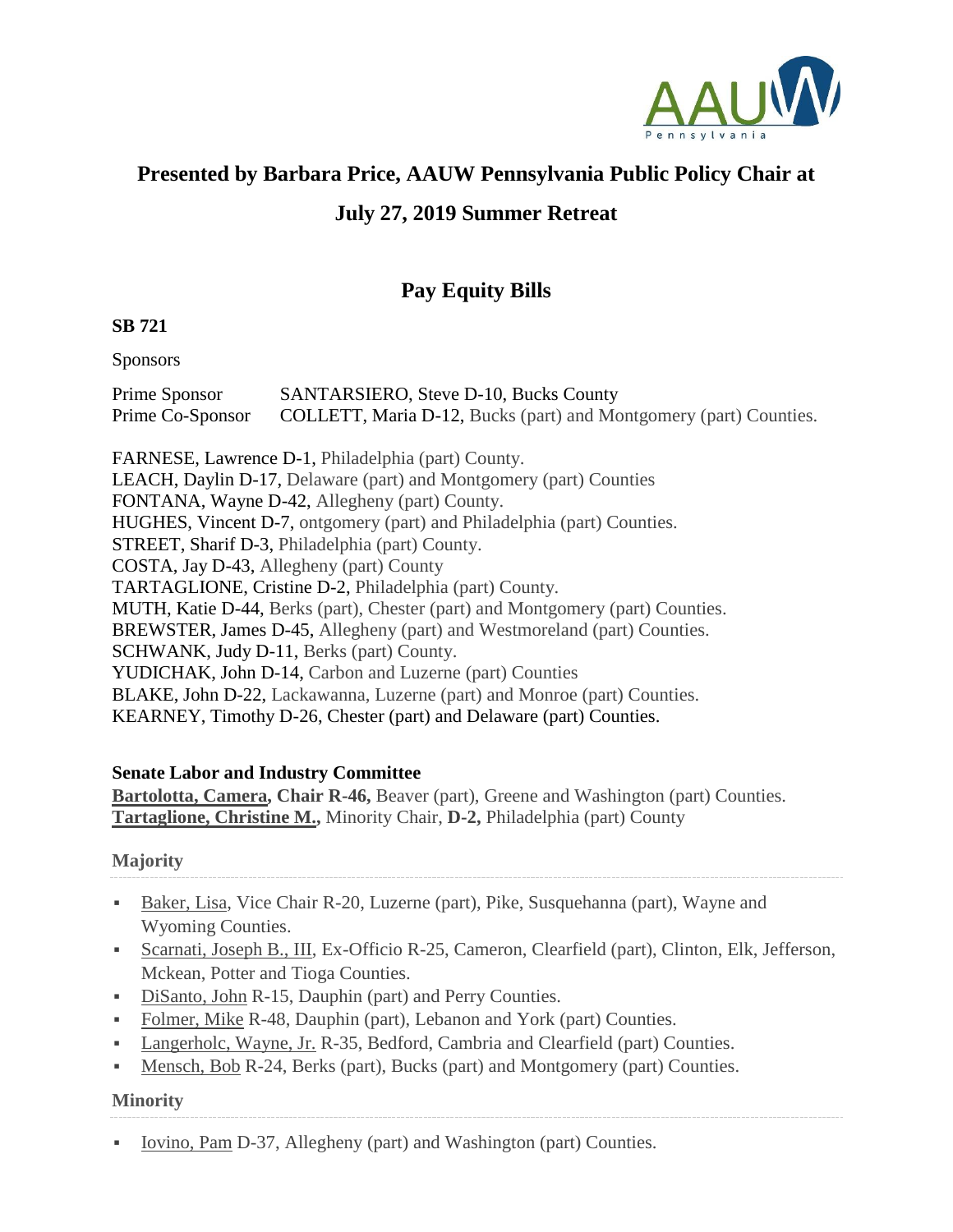**Presented by Barbara Price, AAUW Pennsylvania Public Policy Chair at**

**July 27, 2019 Summer Retreat**

## Pay Equity Bills

**SB 721**

Sponsors

Prime Sponsor SANTARSIERO, Steve D-10, Bucks County
Prime Co-Sponsor COLLETT, Maria D-12, Bucks (part) and Montgomery (part) Counties.

FARNESE, Lawrence D-1, Philadelphia (part) County.
LEACH, Daylin D-17, Delaware (part) and Montgomery (part) Counties
FONTANA, Wayne D-42, Allegheny (part) County.
HUGHES, Vincent D-7, ontgomery (part) and Philadelphia (part) Counties.
STREET, Sharif D-3, Philadelphia (part) County.
COSTA, Jay D-43, Allegheny (part) County
TARTAGLIONE, Cristine D-2, Philadelphia (part) County.
MUTH, Katie D-44, Berks (part), Chester (part) and Montgomery (part) Counties.
BREWSTER, James D-45, Allegheny (part) and Westmoreland (part) Counties.
SCHWANK, Judy D-11, Berks (part) County.
YUDICHAK, John D-14, Carbon and Luzerne (part) Counties
BLAKE, John D-22, Lackawanna, Luzerne (part) and Monroe (part) Counties.
KEARNEY, Timothy D-26, Chester (part) and Delaware (part) Counties.

**Senate Labor and Industry Committee**
**Bartolotta, Camera, Chair R-46,** Beaver (part), Greene and Washington (part) Counties.
**Tartaglione, Christine M.,** Minority Chair, **D-2,** Philadelphia (part) County

### Majority

- Baker, Lisa, Vice Chair R-20, Luzerne (part), Pike, Susquehanna (part), Wayne and Wyoming Counties.
- Scarnati, Joseph B., III, Ex-Officio R-25, Cameron, Clearfield (part), Clinton, Elk, Jefferson, Mckean, Potter and Tioga Counties.
- DiSanto, John R-15, Dauphin (part) and Perry Counties.
- Folmer, Mike R-48, Dauphin (part), Lebanon and York (part) Counties.
- Langerholc, Wayne, Jr. R-35, Bedford, Cambria and Clearfield (part) Counties.
- Mensch, Bob R-24, Berks (part), Bucks (part) and Montgomery (part) Counties.

### Minority

- Iovino, Pam D-37, Allegheny (part) and Washington (part) Counties.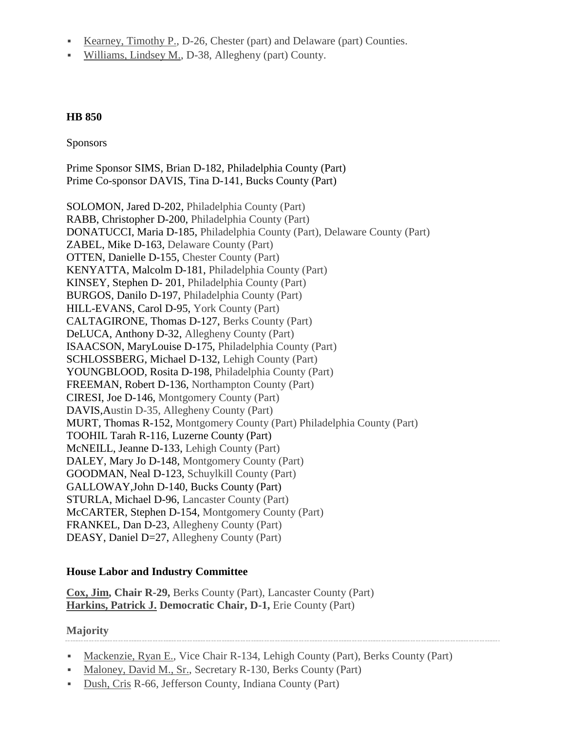- Kearney, Timothy P., D-26, Chester (part) and Delaware (part) Counties.
- Williams, Lindsey M., D-38, Allegheny (part) County.

**HB 850**

Sponsors

Prime Sponsor SIMS, Brian D-182, Philadelphia County (Part)
Prime Co-sponsor DAVIS, Tina D-141, Bucks County (Part)

SOLOMON, Jared D-202, Philadelphia County (Part)
RABB, Christopher D-200, Philadelphia County (Part)
DONATUCCI, Maria D-185, Philadelphia County (Part), Delaware County (Part)
ZABEL, Mike D-163, Delaware County (Part)
OTTEN, Danielle D-155, Chester County (Part)
KENYATTA, Malcolm D-181, Philadelphia County (Part)
KINSEY, Stephen D- 201, Philadelphia County (Part)
BURGOS, Danilo D-197, Philadelphia County (Part)
HILL-EVANS, Carol D-95, York County (Part)
CALTAGIRONE, Thomas D-127, Berks County (Part)
DeLUCA, Anthony D-32, Allegheny County (Part)
ISAACSON, MaryLouise D-175, Philadelphia County (Part)
SCHLOSSBERG, Michael D-132, Lehigh County (Part)
YOUNGBLOOD, Rosita D-198, Philadelphia County (Part)
FREEMAN, Robert D-136, Northampton County (Part)
CIRESI, Joe D-146, Montgomery County (Part)
DAVIS,Austin D-35, Allegheny County (Part)
MURT, Thomas R-152, Montgomery County (Part) Philadelphia County (Part)
TOOHIL Tarah R-116, Luzerne County (Part)
McNEILL, Jeanne D-133, Lehigh County (Part)
DALEY, Mary Jo D-148, Montgomery County (Part)
GOODMAN, Neal D-123, Schuylkill County (Part)
GALLOWAY,John D-140, Bucks County (Part)
STURLA, Michael D-96, Lancaster County (Part)
McCARTER, Stephen D-154, Montgomery County (Part)
FRANKEL, Dan D-23, Allegheny County (Part)
DEASY, Daniel D=27, Allegheny County (Part)

**House Labor and Industry Committee**

**Cox, Jim, Chair R-29,** Berks County (Part), Lancaster County (Part)
**Harkins, Patrick J. Democratic Chair, D-1,** Erie County (Part)

**Majority**

- Mackenzie, Ryan E., Vice Chair R-134, Lehigh County (Part), Berks County (Part)
- Maloney, David M., Sr., Secretary R-130, Berks County (Part)
- Dush, Cris R-66, Jefferson County, Indiana County (Part)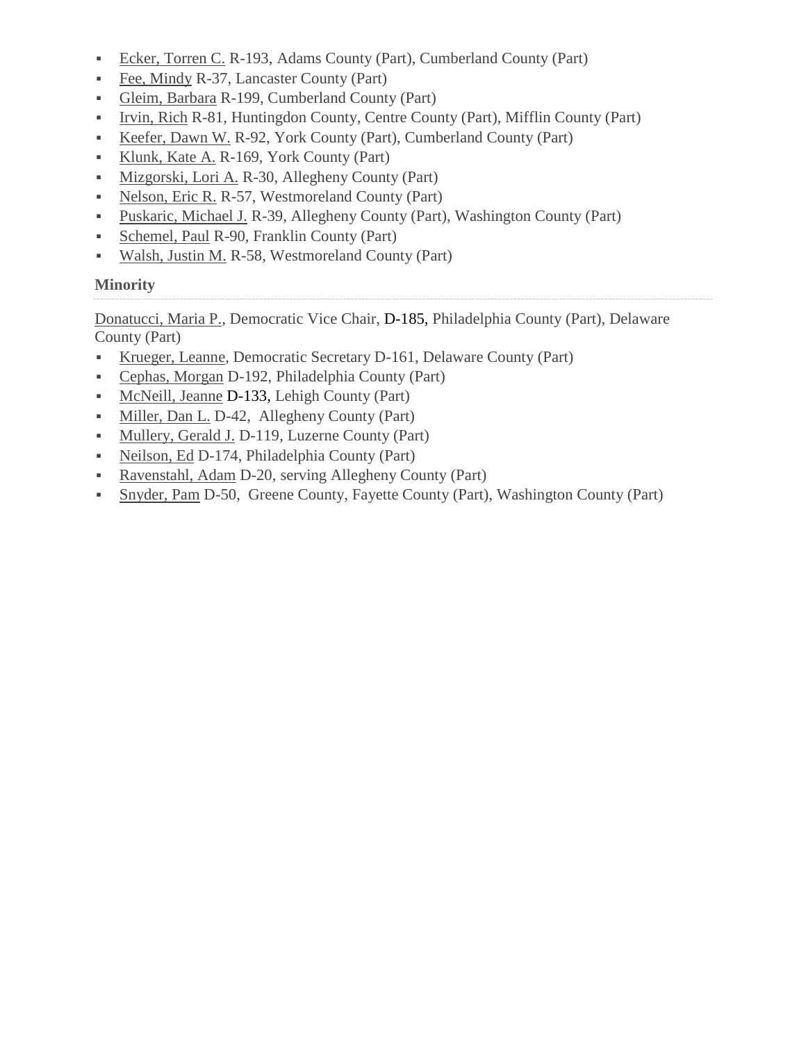- Ecker, Torren C. R-193, Adams County (Part), Cumberland County (Part)
- Fee, Mindy R-37, Lancaster County (Part)
- Gleim, Barbara R-199, Cumberland County (Part)
- Irvin, Rich R-81, Huntingdon County, Centre County (Part), Mifflin County (Part)
- Keefer, Dawn W. R-92, York County (Part), Cumberland County (Part)
- Klunk, Kate A. R-169, York County (Part)
- Mizgorski, Lori A. R-30, Allegheny County (Part)
- Nelson, Eric R. R-57, Westmoreland County (Part)
- Puskaric, Michael J. R-39, Allegheny County (Part), Washington County (Part)
- Schemel, Paul R-90, Franklin County (Part)
- Walsh, Justin M. R-58, Westmoreland County (Part)

### Minority

Donatucci, Maria P., Democratic Vice Chair, D-185, Philadelphia County (Part), Delaware County (Part)

- Krueger, Leanne, Democratic Secretary D-161, Delaware County (Part)
- Cephas, Morgan D-192, Philadelphia County (Part)
- McNeill, Jeanne D-133, Lehigh County (Part)
- Miller, Dan L. D-42, Allegheny County (Part)
- Mullery, Gerald J. D-119, Luzerne County (Part)
- Neilson, Ed D-174, Philadelphia County (Part)
- Ravenstahl, Adam D-20, serving Allegheny County (Part)
- Snyder, Pam D-50, Greene County, Fayette County (Part), Washington County (Part)